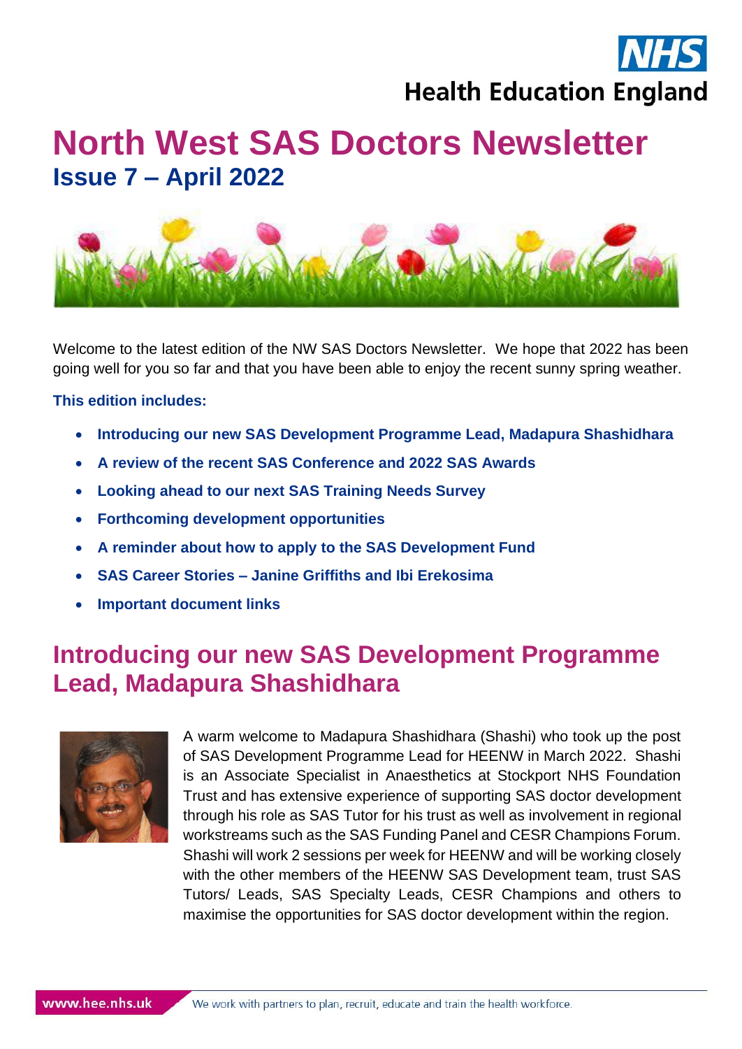# North West SAS Doctors Newsletter

## Issue 7 – April 2022

Welcome to the latest edition of the NW SAS Doctors Newsletter. We hope that 2022 has been going well for you so far and that you have been able to enjoy the recent sunny spring weather.

**This edition includes:**

- **Introducing our new SAS Development Programme Lead, Madapura Shashidhara**
- **A review of the recent SAS Conference and 2022 SAS Awards**
- **Looking ahead to our next SAS Training Needs Survey**
- **Forthcoming development opportunities**
- **A reminder about how to apply to the SAS Development Fund**
- **SAS Career Stories – Janine Griffiths and Ibi Erekosima**
- **Important document links**

## Introducing our new SAS Development Programme Lead, Madapura Shashidhara

A warm welcome to Madapura Shashidhara (Shashi) who took up the post of SAS Development Programme Lead for HEENW in March 2022. Shashi is an Associate Specialist in Anaesthetics at Stockport NHS Foundation Trust and has extensive experience of supporting SAS doctor development through his role as SAS Tutor for his trust as well as involvement in regional workstreams such as the SAS Funding Panel and CESR Champions Forum. Shashi will work 2 sessions per week for HEENW and will be working closely with the other members of the HEENW SAS Development team, trust SAS Tutors/ Leads, SAS Specialty Leads, CESR Champions and others to maximise the opportunities for SAS doctor development within the region.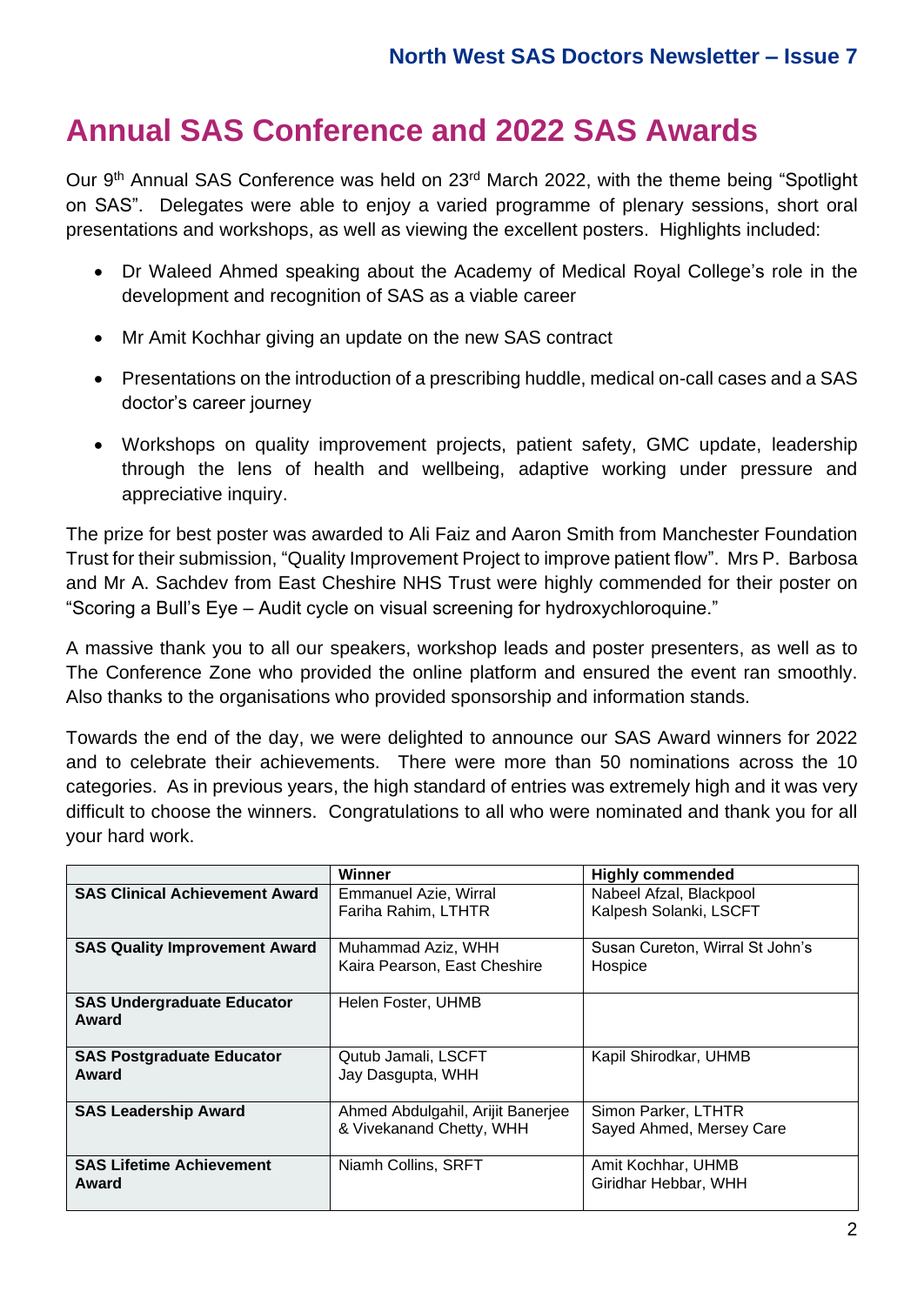# Annual SAS Conference and 2022 SAS Awards

Our 9th Annual SAS Conference was held on 23rd March 2022, with the theme being "Spotlight on SAS". Delegates were able to enjoy a varied programme of plenary sessions, short oral presentations and workshops, as well as viewing the excellent posters. Highlights included:

- Dr Waleed Ahmed speaking about the Academy of Medical Royal College's role in the development and recognition of SAS as a viable career
- Mr Amit Kochhar giving an update on the new SAS contract
- Presentations on the introduction of a prescribing huddle, medical on-call cases and a SAS doctor's career journey
- Workshops on quality improvement projects, patient safety, GMC update, leadership through the lens of health and wellbeing, adaptive working under pressure and appreciative inquiry.

The prize for best poster was awarded to Ali Faiz and Aaron Smith from Manchester Foundation Trust for their submission, "Quality Improvement Project to improve patient flow". Mrs P. Barbosa and Mr A. Sachdev from East Cheshire NHS Trust were highly commended for their poster on "Scoring a Bull's Eye – Audit cycle on visual screening for hydroxychloroquine."

A massive thank you to all our speakers, workshop leads and poster presenters, as well as to The Conference Zone who provided the online platform and ensured the event ran smoothly. Also thanks to the organisations who provided sponsorship and information stands.

Towards the end of the day, we were delighted to announce our SAS Award winners for 2022 and to celebrate their achievements. There were more than 50 nominations across the 10 categories. As in previous years, the high standard of entries was extremely high and it was very difficult to choose the winners. Congratulations to all who were nominated and thank you for all your hard work.

| | **Winner** | **Highly commended** |
|---|---|---|
| **SAS Clinical Achievement Award** | Emmanuel Azie, Wirral<br>Fariha Rahim, LTHTR | Nabeel Afzal, Blackpool<br>Kalpesh Solanki, LSCFT |
| **SAS Quality Improvement Award** | Muhammad Aziz, WHH<br>Kaira Pearson, East Cheshire | Susan Cureton, Wirral St John's Hospice |
| **SAS Undergraduate Educator Award** | Helen Foster, UHMB | |
| **SAS Postgraduate Educator Award** | Qutub Jamali, LSCFT<br>Jay Dasgupta, WHH | Kapil Shirodkar, UHMB |
| **SAS Leadership Award** | Ahmed Abdulgahil, Arijit Banerjee & Vivekanand Chetty, WHH | Simon Parker, LTHTR<br>Sayed Ahmed, Mersey Care |
| **SAS Lifetime Achievement Award** | Niamh Collins, SRFT | Amit Kochhar, UHMB<br>Giridhar Hebbar, WHH |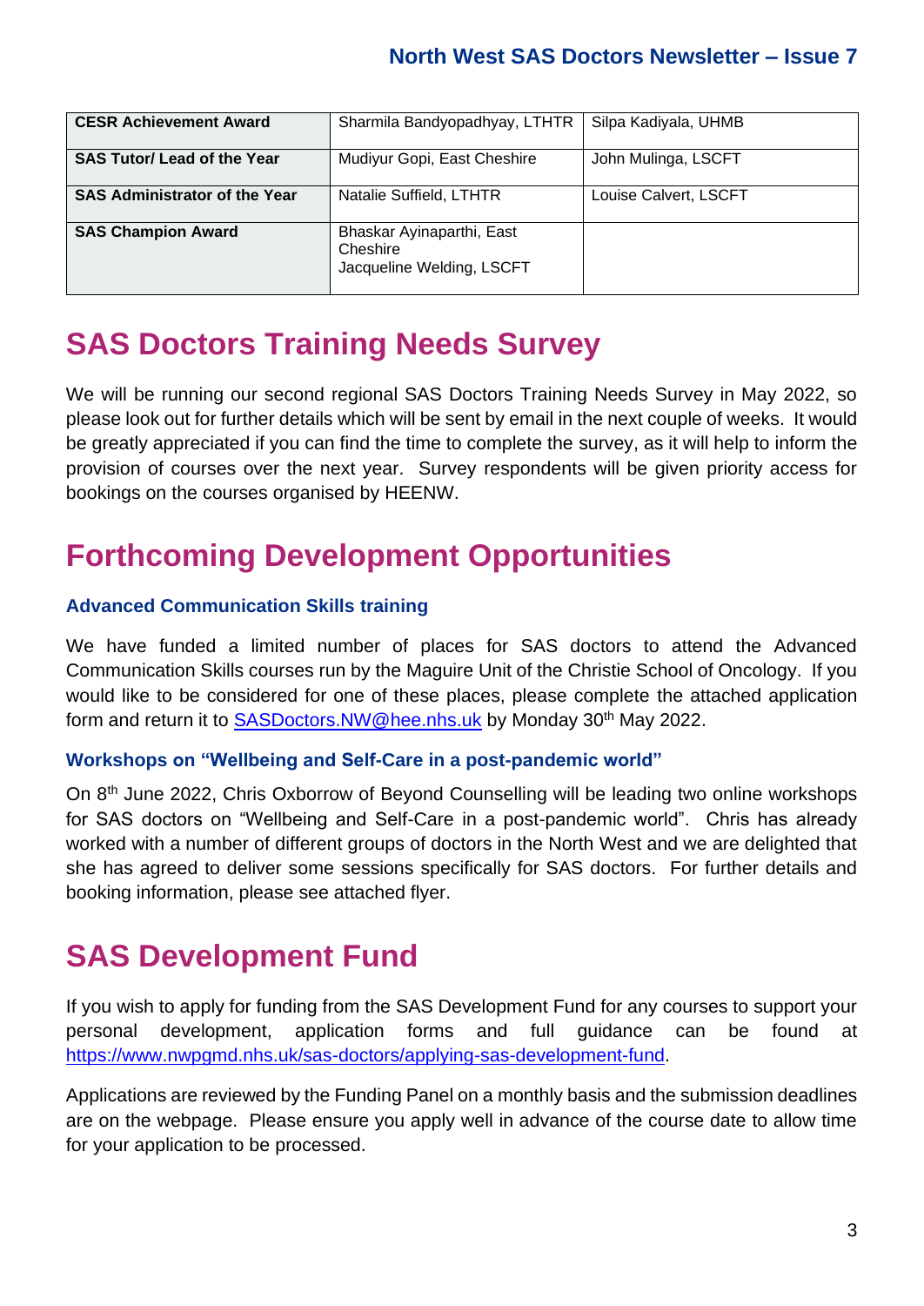| **CESR Achievement Award** | Sharmila Bandyopadhyay, LTHTR | Silpa Kadiyala, UHMB |
|---|---|---|
| **SAS Tutor/ Lead of the Year** | Mudiyur Gopi, East Cheshire | John Mulinga, LSCFT |
| **SAS Administrator of the Year** | Natalie Suffield, LTHTR | Louise Calvert, LSCFT |
| **SAS Champion Award** | Bhaskar Ayinaparthi, East Cheshire<br>Jacqueline Welding, LSCFT | |

# SAS Doctors Training Needs Survey

We will be running our second regional SAS Doctors Training Needs Survey in May 2022, so please look out for further details which will be sent by email in the next couple of weeks. It would be greatly appreciated if you can find the time to complete the survey, as it will help to inform the provision of courses over the next year. Survey respondents will be given priority access for bookings on the courses organised by HEENW.

# Forthcoming Development Opportunities

### Advanced Communication Skills training

We have funded a limited number of places for SAS doctors to attend the Advanced Communication Skills courses run by the Maguire Unit of the Christie School of Oncology. If you would like to be considered for one of these places, please complete the attached application form and return it to SASDoctors.NW@hee.nhs.uk by Monday 30th May 2022.

### Workshops on "Wellbeing and Self-Care in a post-pandemic world"

On 8th June 2022, Chris Oxborrow of Beyond Counselling will be leading two online workshops for SAS doctors on "Wellbeing and Self-Care in a post-pandemic world". Chris has already worked with a number of different groups of doctors in the North West and we are delighted that she has agreed to deliver some sessions specifically for SAS doctors. For further details and booking information, please see attached flyer.

# SAS Development Fund

If you wish to apply for funding from the SAS Development Fund for any courses to support your personal development, application forms and full guidance can be found at https://www.nwpgmd.nhs.uk/sas-doctors/applying-sas-development-fund.

Applications are reviewed by the Funding Panel on a monthly basis and the submission deadlines are on the webpage. Please ensure you apply well in advance of the course date to allow time for your application to be processed.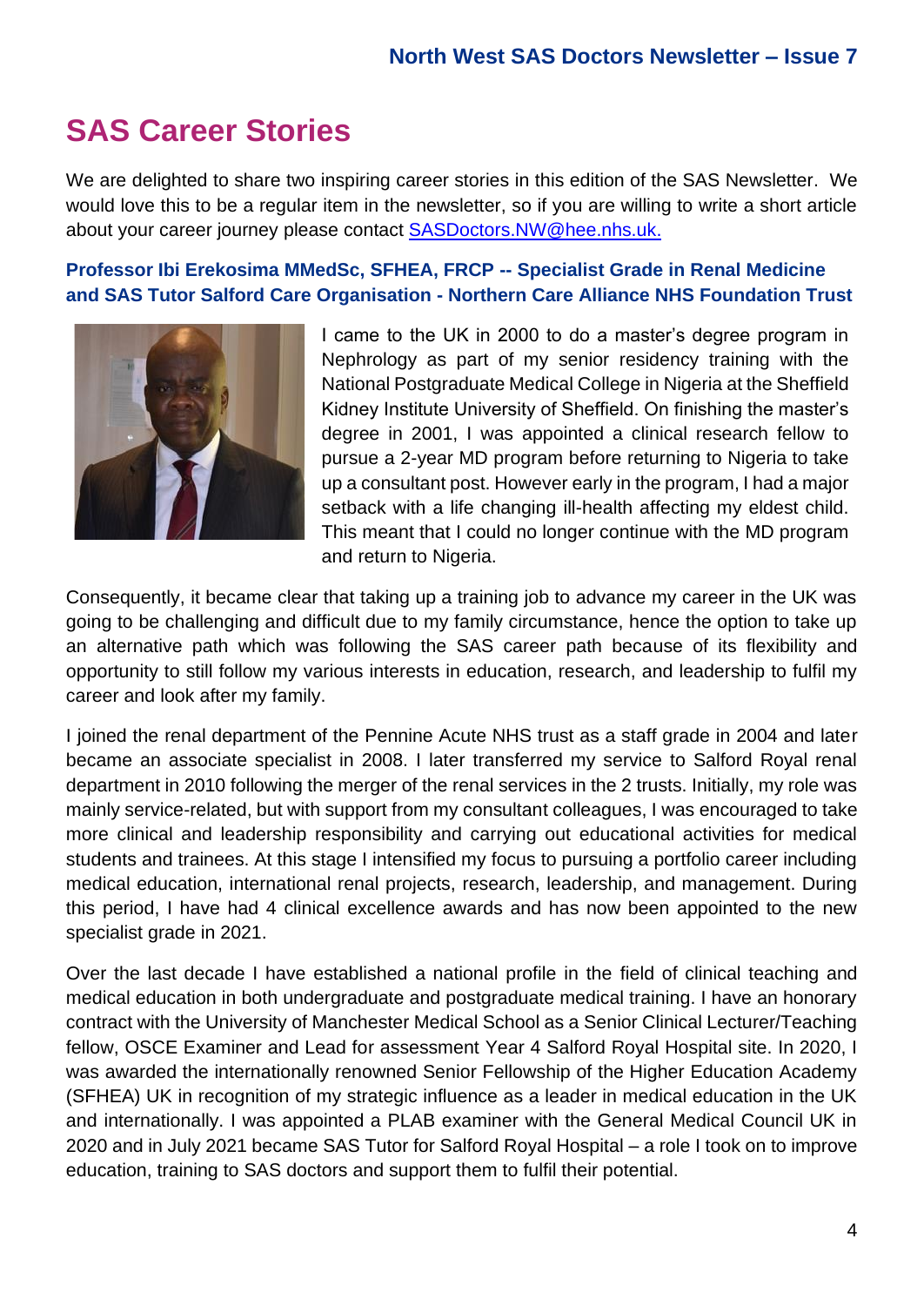# SAS Career Stories

We are delighted to share two inspiring career stories in this edition of the SAS Newsletter. We would love this to be a regular item in the newsletter, so if you are willing to write a short article about your career journey please contact SASDoctors.NW@hee.nhs.uk.

**Professor Ibi Erekosima MMedSc, SFHEA, FRCP -- Specialist Grade in Renal Medicine and SAS Tutor Salford Care Organisation - Northern Care Alliance NHS Foundation Trust**

I came to the UK in 2000 to do a master's degree program in Nephrology as part of my senior residency training with the National Postgraduate Medical College in Nigeria at the Sheffield Kidney Institute University of Sheffield. On finishing the master's degree in 2001, I was appointed a clinical research fellow to pursue a 2-year MD program before returning to Nigeria to take up a consultant post. However early in the program, I had a major setback with a life changing ill-health affecting my eldest child. This meant that I could no longer continue with the MD program and return to Nigeria.

Consequently, it became clear that taking up a training job to advance my career in the UK was going to be challenging and difficult due to my family circumstance, hence the option to take up an alternative path which was following the SAS career path because of its flexibility and opportunity to still follow my various interests in education, research, and leadership to fulfil my career and look after my family.

I joined the renal department of the Pennine Acute NHS trust as a staff grade in 2004 and later became an associate specialist in 2008. I later transferred my service to Salford Royal renal department in 2010 following the merger of the renal services in the 2 trusts. Initially, my role was mainly service-related, but with support from my consultant colleagues, I was encouraged to take more clinical and leadership responsibility and carrying out educational activities for medical students and trainees. At this stage I intensified my focus to pursuing a portfolio career including medical education, international renal projects, research, leadership, and management. During this period, I have had 4 clinical excellence awards and has now been appointed to the new specialist grade in 2021.

Over the last decade I have established a national profile in the field of clinical teaching and medical education in both undergraduate and postgraduate medical training. I have an honorary contract with the University of Manchester Medical School as a Senior Clinical Lecturer/Teaching fellow, OSCE Examiner and Lead for assessment Year 4 Salford Royal Hospital site. In 2020, I was awarded the internationally renowned Senior Fellowship of the Higher Education Academy (SFHEA) UK in recognition of my strategic influence as a leader in medical education in the UK and internationally. I was appointed a PLAB examiner with the General Medical Council UK in 2020 and in July 2021 became SAS Tutor for Salford Royal Hospital – a role I took on to improve education, training to SAS doctors and support them to fulfil their potential.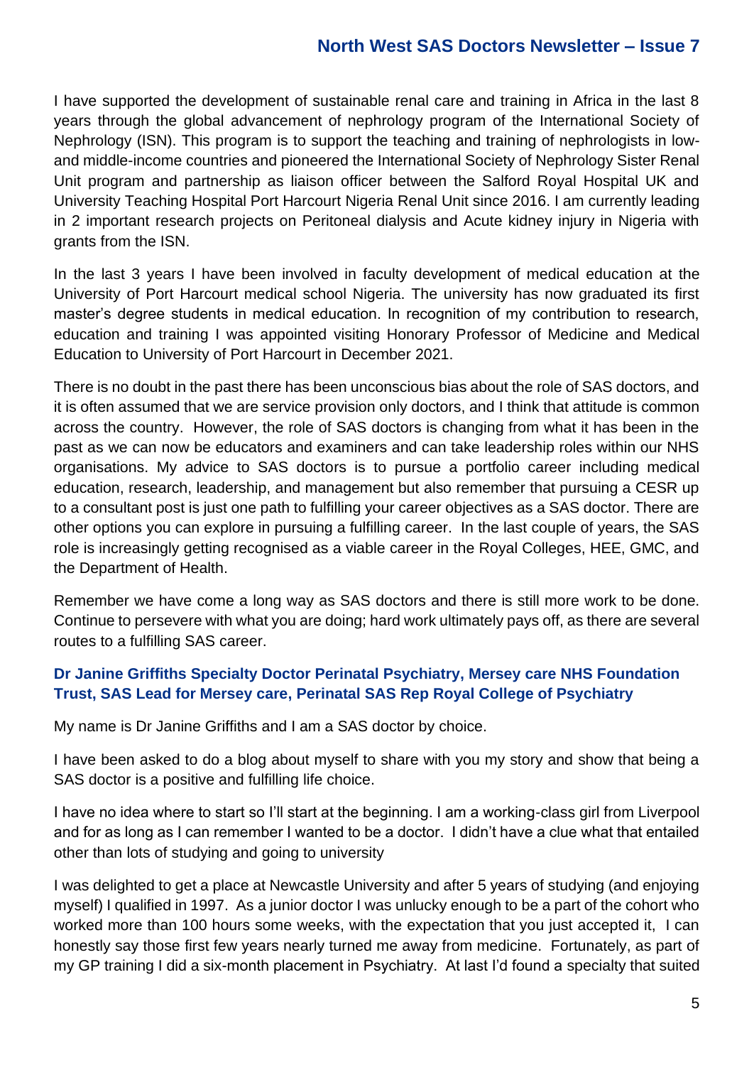I have supported the development of sustainable renal care and training in Africa in the last 8 years through the global advancement of nephrology program of the International Society of Nephrology (ISN). This program is to support the teaching and training of nephrologists in low-and middle-income countries and pioneered the International Society of Nephrology Sister Renal Unit program and partnership as liaison officer between the Salford Royal Hospital UK and University Teaching Hospital Port Harcourt Nigeria Renal Unit since 2016. I am currently leading in 2 important research projects on Peritoneal dialysis and Acute kidney injury in Nigeria with grants from the ISN.

In the last 3 years I have been involved in faculty development of medical education at the University of Port Harcourt medical school Nigeria. The university has now graduated its first master's degree students in medical education. In recognition of my contribution to research, education and training I was appointed visiting Honorary Professor of Medicine and Medical Education to University of Port Harcourt in December 2021.

There is no doubt in the past there has been unconscious bias about the role of SAS doctors, and it is often assumed that we are service provision only doctors, and I think that attitude is common across the country. However, the role of SAS doctors is changing from what it has been in the past as we can now be educators and examiners and can take leadership roles within our NHS organisations. My advice to SAS doctors is to pursue a portfolio career including medical education, research, leadership, and management but also remember that pursuing a CESR up to a consultant post is just one path to fulfilling your career objectives as a SAS doctor. There are other options you can explore in pursuing a fulfilling career. In the last couple of years, the SAS role is increasingly getting recognised as a viable career in the Royal Colleges, HEE, GMC, and the Department of Health.

Remember we have come a long way as SAS doctors and there is still more work to be done. Continue to persevere with what you are doing; hard work ultimately pays off, as there are several routes to a fulfilling SAS career.

### Dr Janine Griffiths Specialty Doctor Perinatal Psychiatry, Mersey care NHS Foundation Trust, SAS Lead for Mersey care, Perinatal SAS Rep Royal College of Psychiatry

My name is Dr Janine Griffiths and I am a SAS doctor by choice.

I have been asked to do a blog about myself to share with you my story and show that being a SAS doctor is a positive and fulfilling life choice.

I have no idea where to start so I'll start at the beginning. I am a working-class girl from Liverpool and for as long as I can remember I wanted to be a doctor. I didn't have a clue what that entailed other than lots of studying and going to university

I was delighted to get a place at Newcastle University and after 5 years of studying (and enjoying myself) I qualified in 1997. As a junior doctor I was unlucky enough to be a part of the cohort who worked more than 100 hours some weeks, with the expectation that you just accepted it, I can honestly say those first few years nearly turned me away from medicine. Fortunately, as part of my GP training I did a six-month placement in Psychiatry. At last I'd found a specialty that suited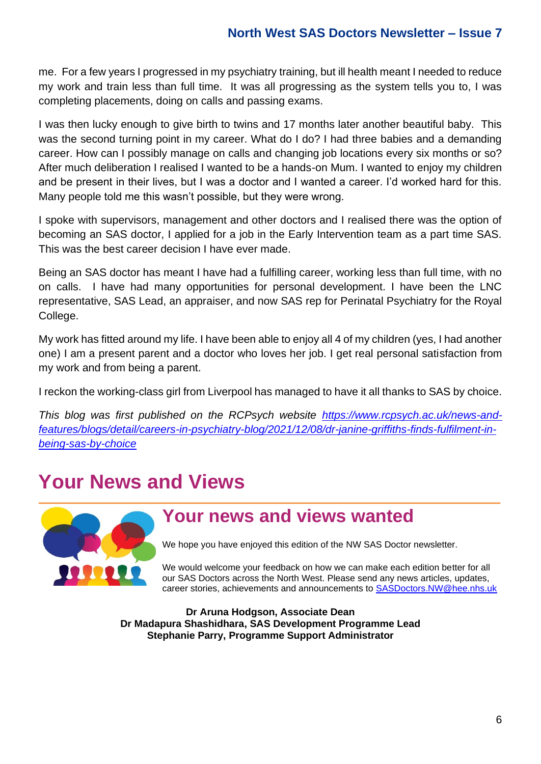me. For a few years I progressed in my psychiatry training, but ill health meant I needed to reduce my work and train less than full time. It was all progressing as the system tells you to, I was completing placements, doing on calls and passing exams.

I was then lucky enough to give birth to twins and 17 months later another beautiful baby. This was the second turning point in my career. What do I do? I had three babies and a demanding career. How can I possibly manage on calls and changing job locations every six months or so? After much deliberation I realised I wanted to be a hands-on Mum. I wanted to enjoy my children and be present in their lives, but I was a doctor and I wanted a career. I'd worked hard for this. Many people told me this wasn't possible, but they were wrong.

I spoke with supervisors, management and other doctors and I realised there was the option of becoming an SAS doctor, I applied for a job in the Early Intervention team as a part time SAS. This was the best career decision I have ever made.

Being an SAS doctor has meant I have had a fulfilling career, working less than full time, with no on calls. I have had many opportunities for personal development. I have been the LNC representative, SAS Lead, an appraiser, and now SAS rep for Perinatal Psychiatry for the Royal College.

My work has fitted around my life. I have been able to enjoy all 4 of my children (yes, I had another one) I am a present parent and a doctor who loves her job. I get real personal satisfaction from my work and from being a parent.

I reckon the working-class girl from Liverpool has managed to have it all thanks to SAS by choice.

*This blog was first published on the RCPsych website [https://www.rcpsych.ac.uk/news-and-features/blogs/detail/careers-in-psychiatry-blog/2021/12/08/dr-janine-griffiths-finds-fulfilment-in-being-sas-by-choice](https://www.rcpsych.ac.uk/news-and-features/blogs/detail/careers-in-psychiatry-blog/2021/12/08/dr-janine-griffiths-finds-fulfilment-in-being-sas-by-choice)*

# Your News and Views

## Your news and views wanted

We hope you have enjoyed this edition of the NW SAS Doctor newsletter.

We would welcome your feedback on how we can make each edition better for all our SAS Doctors across the North West. Please send any news articles, updates, career stories, achievements and announcements to [SASDoctors.NW@hee.nhs.uk](mailto:SASDoctors.NW@hee.nhs.uk)

**Dr Aruna Hodgson, Associate Dean**
**Dr Madapura Shashidhara, SAS Development Programme Lead**
**Stephanie Parry, Programme Support Administrator**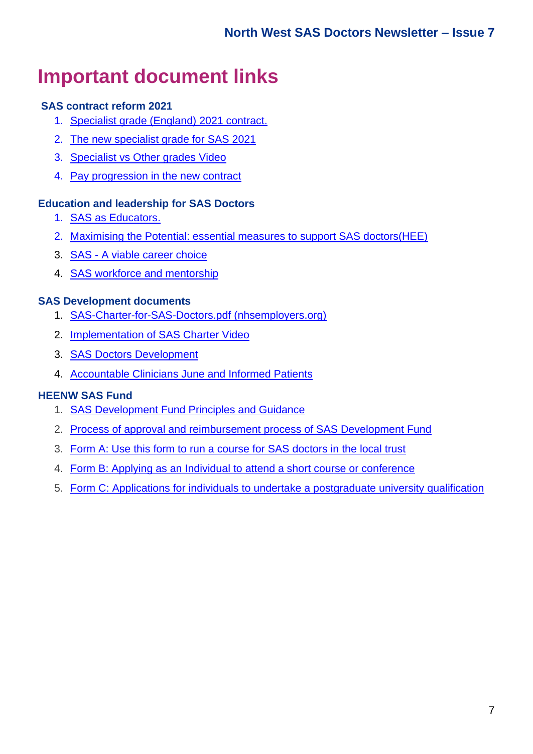# Important document links

### SAS contract reform 2021

1. Specialist grade (England) 2021 contract.
2. The new specialist grade for SAS 2021
3. Specialist vs Other grades Video
4. Pay progression in the new contract

### Education and leadership for SAS Doctors

1. SAS as Educators.
2. Maximising the Potential: essential measures to support SAS doctors(HEE)
3. SAS - A viable career choice
4. SAS workforce and mentorship

### SAS Development documents

1. SAS-Charter-for-SAS-Doctors.pdf (nhsemployers.org)
2. Implementation of SAS Charter Video
3. SAS Doctors Development
4. Accountable Clinicians June and Informed Patients

### HEENW SAS Fund

1. SAS Development Fund Principles and Guidance
2. Process of approval and reimbursement process of SAS Development Fund
3. Form A: Use this form to run a course for SAS doctors in the local trust
4. Form B: Applying as an Individual to attend a short course or conference
5. Form C: Applications for individuals to undertake a postgraduate university qualification